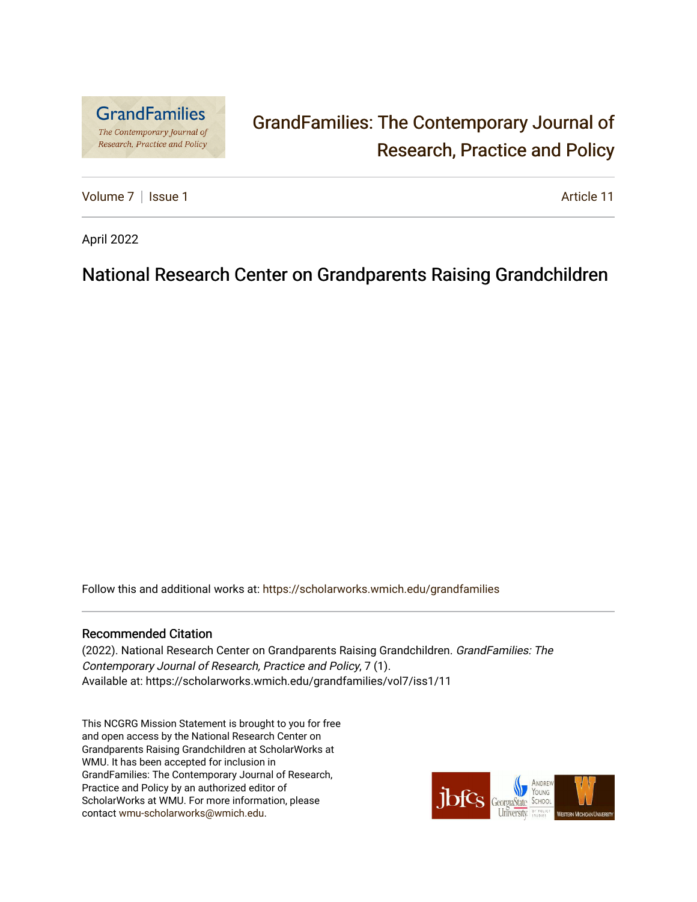# GrandFamilies: The Contemporary Journal of Research, Practice and Policy

Volume 7 | Issue 1 Article 11

April 2022

## National Research Center on Grandparents Raising Grandchildren

Follow this and additional works at: https://scholarworks.wmich.edu/grandfamilies

### Recommended Citation

(2022). National Research Center on Grandparents Raising Grandchildren. *GrandFamilies: The Contemporary Journal of Research, Practice and Policy*, 7 (1).
Available at: https://scholarworks.wmich.edu/grandfamilies/vol7/iss1/11

This NCGRG Mission Statement is brought to you for free and open access by the National Research Center on Grandparents Raising Grandchildren at ScholarWorks at WMU. It has been accepted for inclusion in GrandFamilies: The Contemporary Journal of Research, Practice and Policy by an authorized editor of ScholarWorks at WMU. For more information, please contact wmu-scholarworks@wmich.edu.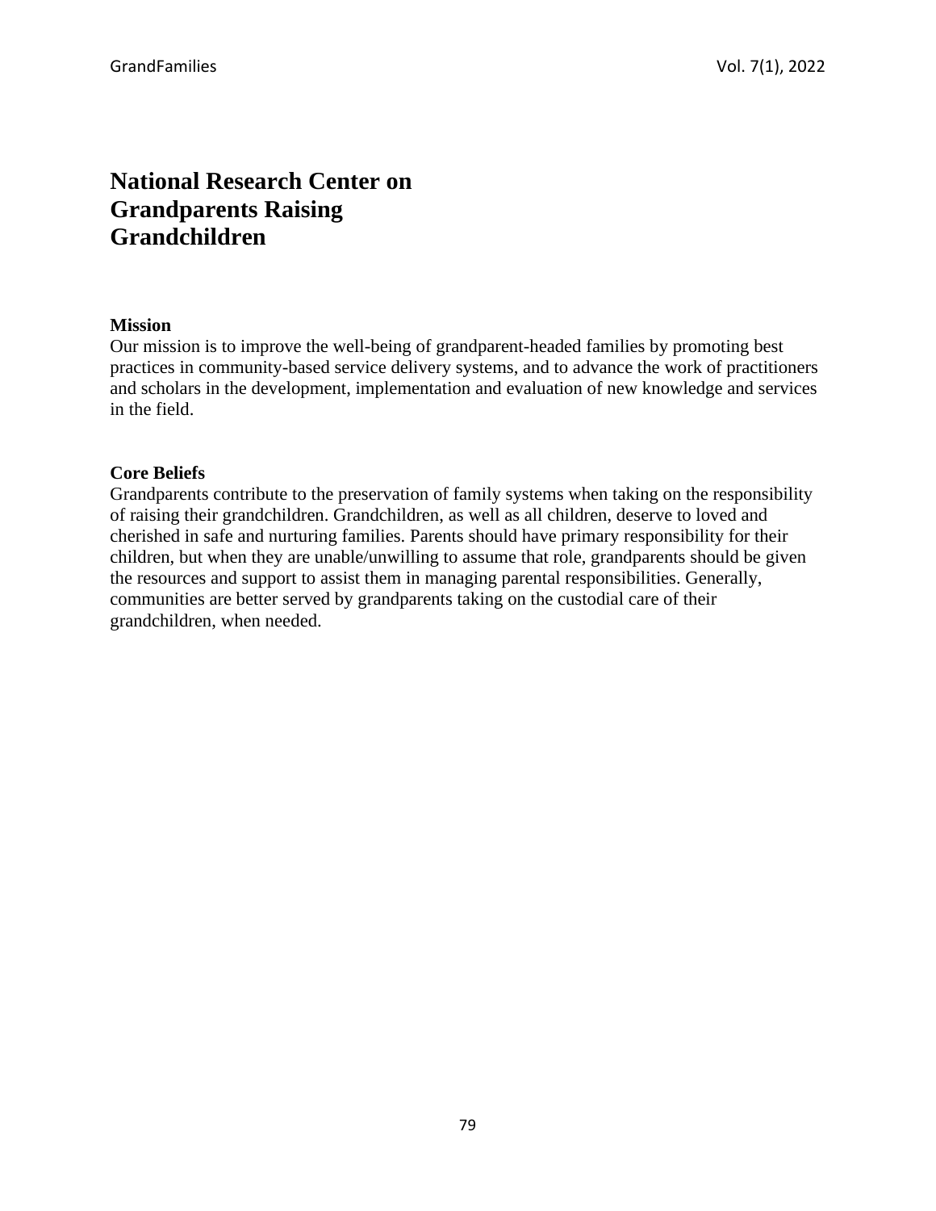# National Research Center on Grandparents Raising Grandchildren

**Mission**

Our mission is to improve the well-being of grandparent-headed families by promoting best practices in community-based service delivery systems, and to advance the work of practitioners and scholars in the development, implementation and evaluation of new knowledge and services in the field.

**Core Beliefs**

Grandparents contribute to the preservation of family systems when taking on the responsibility of raising their grandchildren. Grandchildren, as well as all children, deserve to loved and cherished in safe and nurturing families. Parents should have primary responsibility for their children, but when they are unable/unwilling to assume that role, grandparents should be given the resources and support to assist them in managing parental responsibilities. Generally, communities are better served by grandparents taking on the custodial care of their grandchildren, when needed.